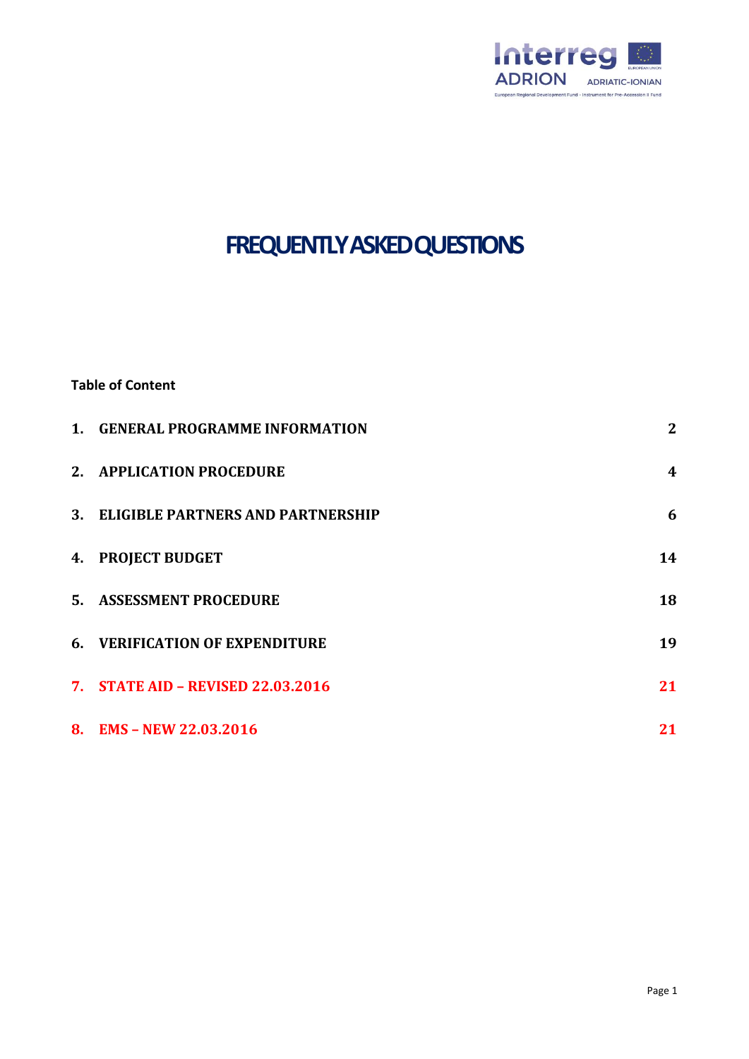# FREQUENTLY ASKED QUESTIONS

**Table of Content**

| | | |
|---|---|---|
| **1.** | **GENERAL PROGRAMME INFORMATION** | **2** |
| **2.** | **APPLICATION PROCEDURE** | **4** |
| **3.** | **ELIGIBLE PARTNERS AND PARTNERSHIP** | **6** |
| **4.** | **PROJECT BUDGET** | **14** |
| **5.** | **ASSESSMENT PROCEDURE** | **18** |
| **6.** | **VERIFICATION OF EXPENDITURE** | **19** |
| **7.** | **STATE AID – REVISED 22.03.2016** | **21** |
| **8.** | **EMS – NEW 22.03.2016** | **21** |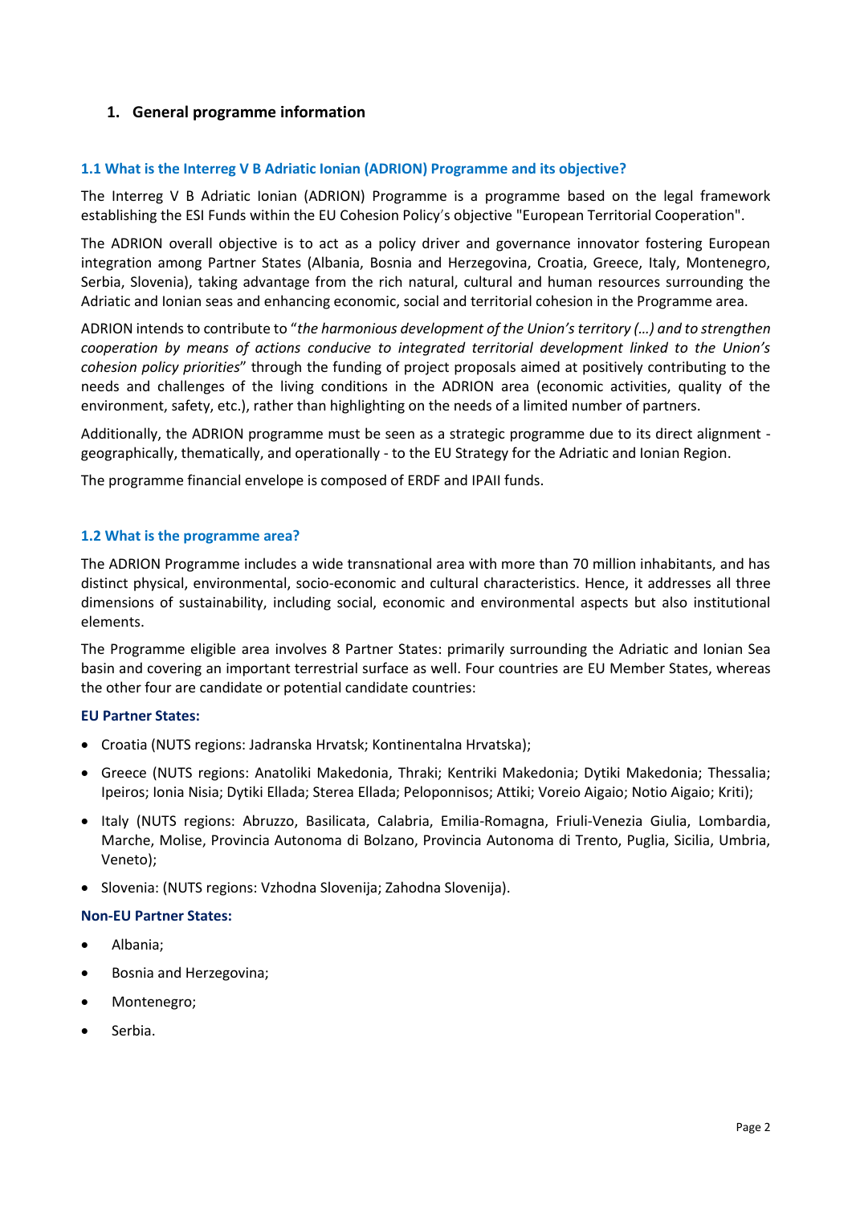## 1. General programme information

### 1.1 What is the Interreg V B Adriatic Ionian (ADRION) Programme and its objective?

The Interreg V B Adriatic Ionian (ADRION) Programme is a programme based on the legal framework establishing the ESI Funds within the EU Cohesion Policy's objective "European Territorial Cooperation".

The ADRION overall objective is to act as a policy driver and governance innovator fostering European integration among Partner States (Albania, Bosnia and Herzegovina, Croatia, Greece, Italy, Montenegro, Serbia, Slovenia), taking advantage from the rich natural, cultural and human resources surrounding the Adriatic and Ionian seas and enhancing economic, social and territorial cohesion in the Programme area.

ADRION intends to contribute to "*the harmonious development of the Union's territory (…) and to strengthen cooperation by means of actions conducive to integrated territorial development linked to the Union's cohesion policy priorities*" through the funding of project proposals aimed at positively contributing to the needs and challenges of the living conditions in the ADRION area (economic activities, quality of the environment, safety, etc.), rather than highlighting on the needs of a limited number of partners.

Additionally, the ADRION programme must be seen as a strategic programme due to its direct alignment - geographically, thematically, and operationally - to the EU Strategy for the Adriatic and Ionian Region.

The programme financial envelope is composed of ERDF and IPAII funds.

### 1.2 What is the programme area?

The ADRION Programme includes a wide transnational area with more than 70 million inhabitants, and has distinct physical, environmental, socio-economic and cultural characteristics. Hence, it addresses all three dimensions of sustainability, including social, economic and environmental aspects but also institutional elements.

The Programme eligible area involves 8 Partner States: primarily surrounding the Adriatic and Ionian Sea basin and covering an important terrestrial surface as well. Four countries are EU Member States, whereas the other four are candidate or potential candidate countries:

**EU Partner States:**

- Croatia (NUTS regions: Jadranska Hrvatsk; Kontinentalna Hrvatska);
- Greece (NUTS regions: Anatoliki Makedonia, Thraki; Kentriki Makedonia; Dytiki Makedonia; Thessalia; Ipeiros; Ionia Nisia; Dytiki Ellada; Sterea Ellada; Peloponnisos; Attiki; Voreio Aigaio; Notio Aigaio; Kriti);
- Italy (NUTS regions: Abruzzo, Basilicata, Calabria, Emilia-Romagna, Friuli-Venezia Giulia, Lombardia, Marche, Molise, Provincia Autonoma di Bolzano, Provincia Autonoma di Trento, Puglia, Sicilia, Umbria, Veneto);
- Slovenia: (NUTS regions: Vzhodna Slovenija; Zahodna Slovenija).

**Non-EU Partner States:**

- Albania;
- Bosnia and Herzegovina;
- Montenegro;
- Serbia.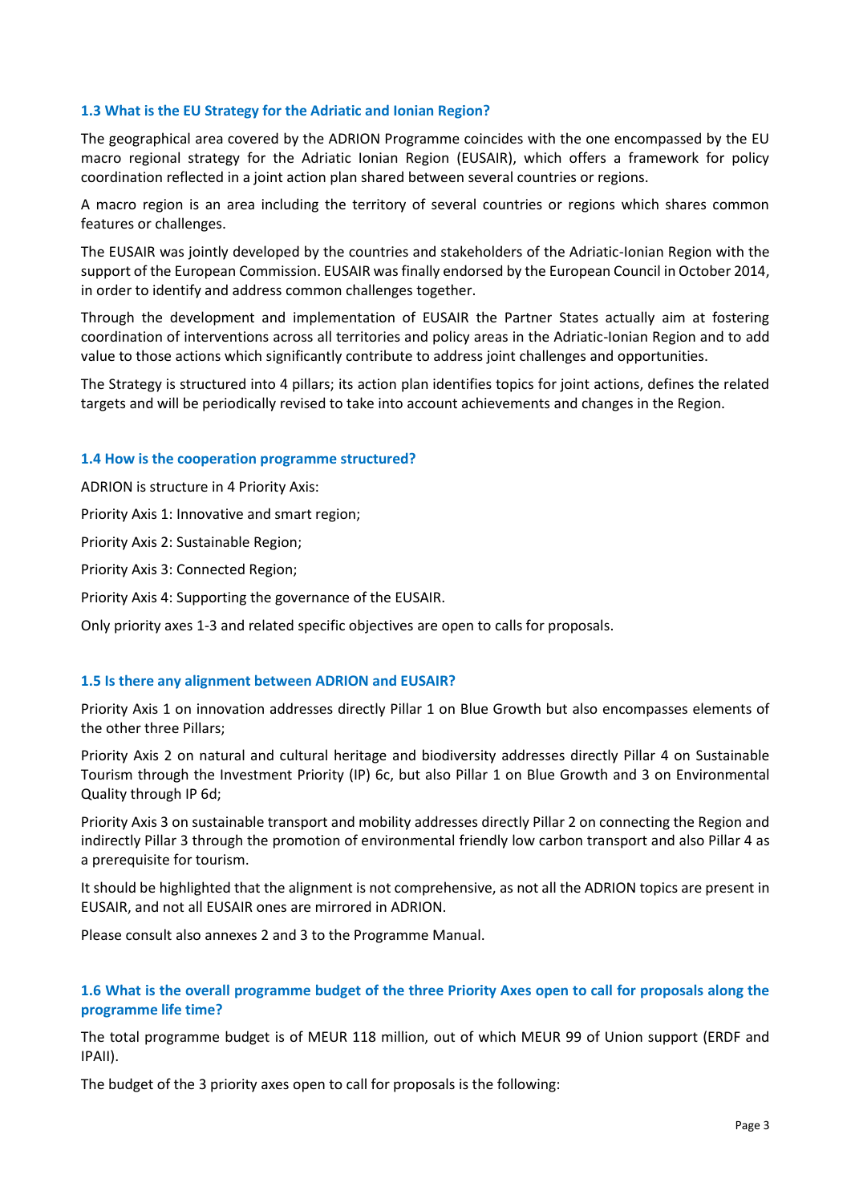### 1.3 What is the EU Strategy for the Adriatic and Ionian Region?

The geographical area covered by the ADRION Programme coincides with the one encompassed by the EU macro regional strategy for the Adriatic Ionian Region (EUSAIR), which offers a framework for policy coordination reflected in a joint action plan shared between several countries or regions.

A macro region is an area including the territory of several countries or regions which shares common features or challenges.

The EUSAIR was jointly developed by the countries and stakeholders of the Adriatic-Ionian Region with the support of the European Commission. EUSAIR was finally endorsed by the European Council in October 2014, in order to identify and address common challenges together.

Through the development and implementation of EUSAIR the Partner States actually aim at fostering coordination of interventions across all territories and policy areas in the Adriatic-Ionian Region and to add value to those actions which significantly contribute to address joint challenges and opportunities.

The Strategy is structured into 4 pillars; its action plan identifies topics for joint actions, defines the related targets and will be periodically revised to take into account achievements and changes in the Region.

### 1.4 How is the cooperation programme structured?

ADRION is structure in 4 Priority Axis:

Priority Axis 1: Innovative and smart region;

Priority Axis 2: Sustainable Region;

Priority Axis 3: Connected Region;

Priority Axis 4: Supporting the governance of the EUSAIR.

Only priority axes 1-3 and related specific objectives are open to calls for proposals.

### 1.5 Is there any alignment between ADRION and EUSAIR?

Priority Axis 1 on innovation addresses directly Pillar 1 on Blue Growth but also encompasses elements of the other three Pillars;

Priority Axis 2 on natural and cultural heritage and biodiversity addresses directly Pillar 4 on Sustainable Tourism through the Investment Priority (IP) 6c, but also Pillar 1 on Blue Growth and 3 on Environmental Quality through IP 6d;

Priority Axis 3 on sustainable transport and mobility addresses directly Pillar 2 on connecting the Region and indirectly Pillar 3 through the promotion of environmental friendly low carbon transport and also Pillar 4 as a prerequisite for tourism.

It should be highlighted that the alignment is not comprehensive, as not all the ADRION topics are present in EUSAIR, and not all EUSAIR ones are mirrored in ADRION.

Please consult also annexes 2 and 3 to the Programme Manual.

### 1.6 What is the overall programme budget of the three Priority Axes open to call for proposals along the programme life time?

The total programme budget is of MEUR 118 million, out of which MEUR 99 of Union support (ERDF and IPAII).

The budget of the 3 priority axes open to call for proposals is the following: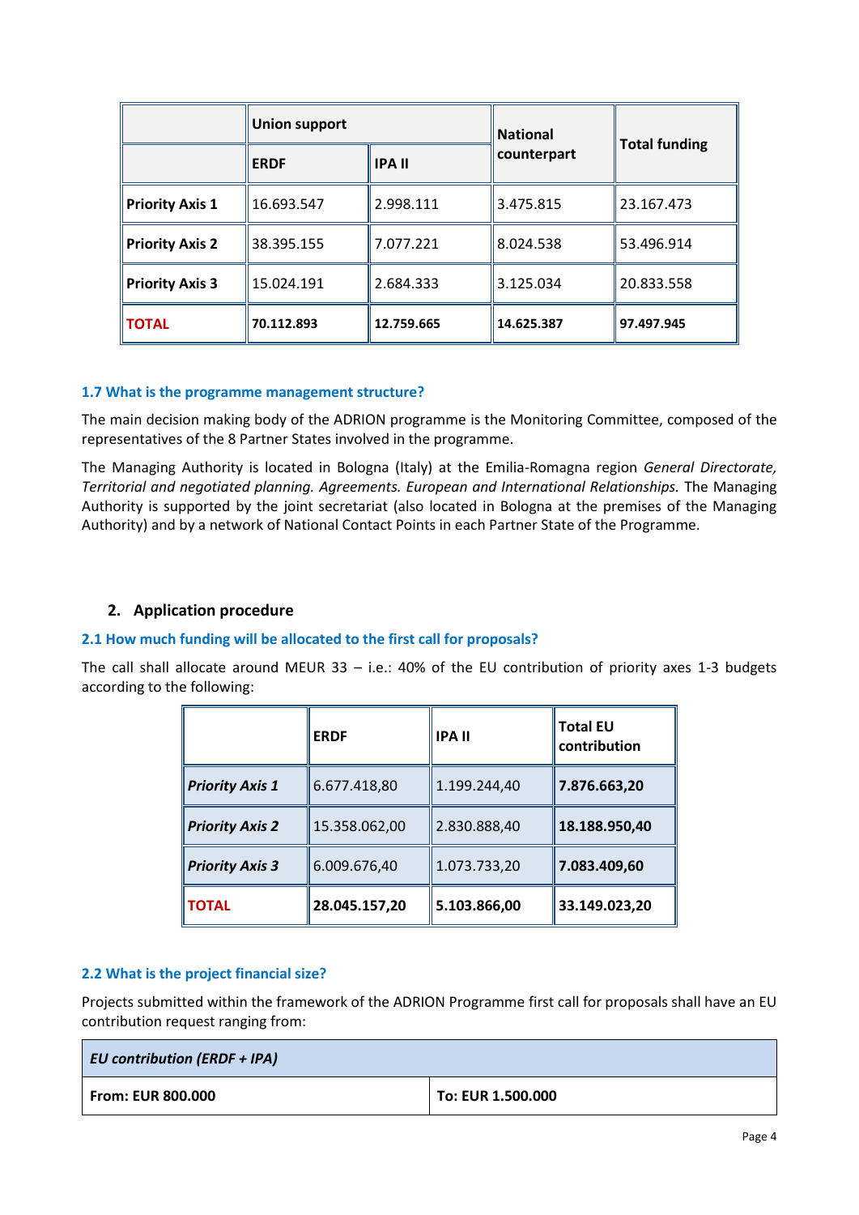| | Union support | | National counterpart | Total funding |
|---|---|---|---|---|
| | **ERDF** | **IPA II** | | |
| **Priority Axis 1** | 16.693.547 | 2.998.111 | 3.475.815 | 23.167.473 |
| **Priority Axis 2** | 38.395.155 | 7.077.221 | 8.024.538 | 53.496.914 |
| **Priority Axis 3** | 15.024.191 | 2.684.333 | 3.125.034 | 20.833.558 |
| **TOTAL** | **70.112.893** | **12.759.665** | **14.625.387** | **97.497.945** |

### 1.7 What is the programme management structure?

The main decision making body of the ADRION programme is the Monitoring Committee, composed of the representatives of the 8 Partner States involved in the programme.

The Managing Authority is located in Bologna (Italy) at the Emilia-Romagna region *General Directorate, Territorial and negotiated planning. Agreements. European and International Relationships.* The Managing Authority is supported by the joint secretariat (also located in Bologna at the premises of the Managing Authority) and by a network of National Contact Points in each Partner State of the Programme.

## 2. Application procedure

### 2.1 How much funding will be allocated to the first call for proposals?

The call shall allocate around MEUR 33 – i.e.: 40% of the EU contribution of priority axes 1-3 budgets according to the following:

| | ERDF | IPA II | Total EU contribution |
|---|---|---|---|
| ***Priority Axis 1*** | 6.677.418,80 | 1.199.244,40 | **7.876.663,20** |
| ***Priority Axis 2*** | 15.358.062,00 | 2.830.888,40 | **18.188.950,40** |
| ***Priority Axis 3*** | 6.009.676,40 | 1.073.733,20 | **7.083.409,60** |
| **TOTAL** | **28.045.157,20** | **5.103.866,00** | **33.149.023,20** |

### 2.2 What is the project financial size?

Projects submitted within the framework of the ADRION Programme first call for proposals shall have an EU contribution request ranging from:

| ***EU contribution (ERDF + IPA)*** | |
|---|---|
| **From: EUR 800.000** | **To: EUR 1.500.000** |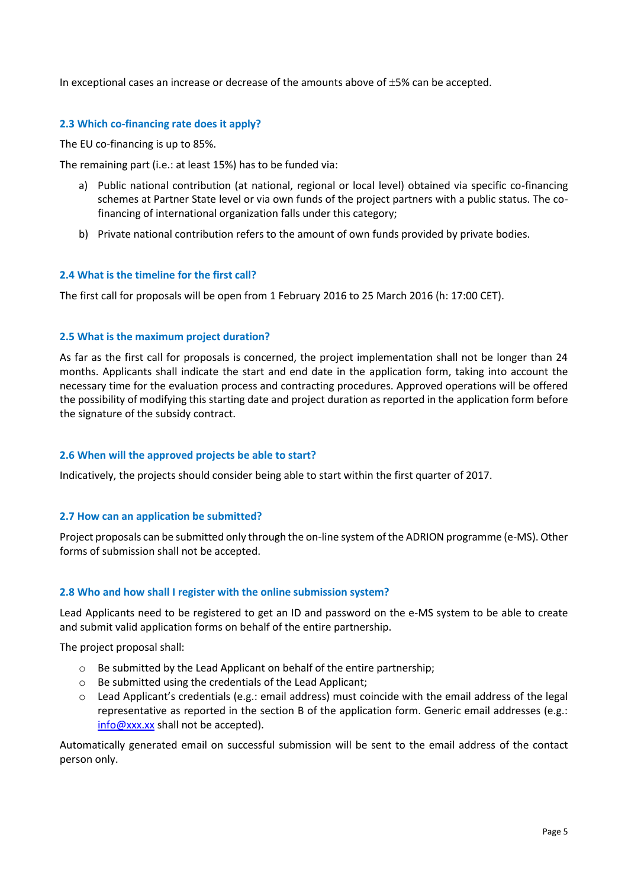In exceptional cases an increase or decrease of the amounts above of ±5% can be accepted.

### 2.3 Which co-financing rate does it apply?

The EU co-financing is up to 85%.

The remaining part (i.e.: at least 15%) has to be funded via:

a) Public national contribution (at national, regional or local level) obtained via specific co-financing schemes at Partner State level or via own funds of the project partners with a public status. The co-financing of international organization falls under this category;

b) Private national contribution refers to the amount of own funds provided by private bodies.

### 2.4 What is the timeline for the first call?

The first call for proposals will be open from 1 February 2016 to 25 March 2016 (h: 17:00 CET).

### 2.5 What is the maximum project duration?

As far as the first call for proposals is concerned, the project implementation shall not be longer than 24 months. Applicants shall indicate the start and end date in the application form, taking into account the necessary time for the evaluation process and contracting procedures. Approved operations will be offered the possibility of modifying this starting date and project duration as reported in the application form before the signature of the subsidy contract.

### 2.6 When will the approved projects be able to start?

Indicatively, the projects should consider being able to start within the first quarter of 2017.

### 2.7 How can an application be submitted?

Project proposals can be submitted only through the on-line system of the ADRION programme (e-MS). Other forms of submission shall not be accepted.

### 2.8 Who and how shall I register with the online submission system?

Lead Applicants need to be registered to get an ID and password on the e-MS system to be able to create and submit valid application forms on behalf of the entire partnership.

The project proposal shall:

- Be submitted by the Lead Applicant on behalf of the entire partnership;
- Be submitted using the credentials of the Lead Applicant;
- Lead Applicant's credentials (e.g.: email address) must coincide with the email address of the legal representative as reported in the section B of the application form. Generic email addresses (e.g.: info@xxx.xx shall not be accepted).

Automatically generated email on successful submission will be sent to the email address of the contact person only.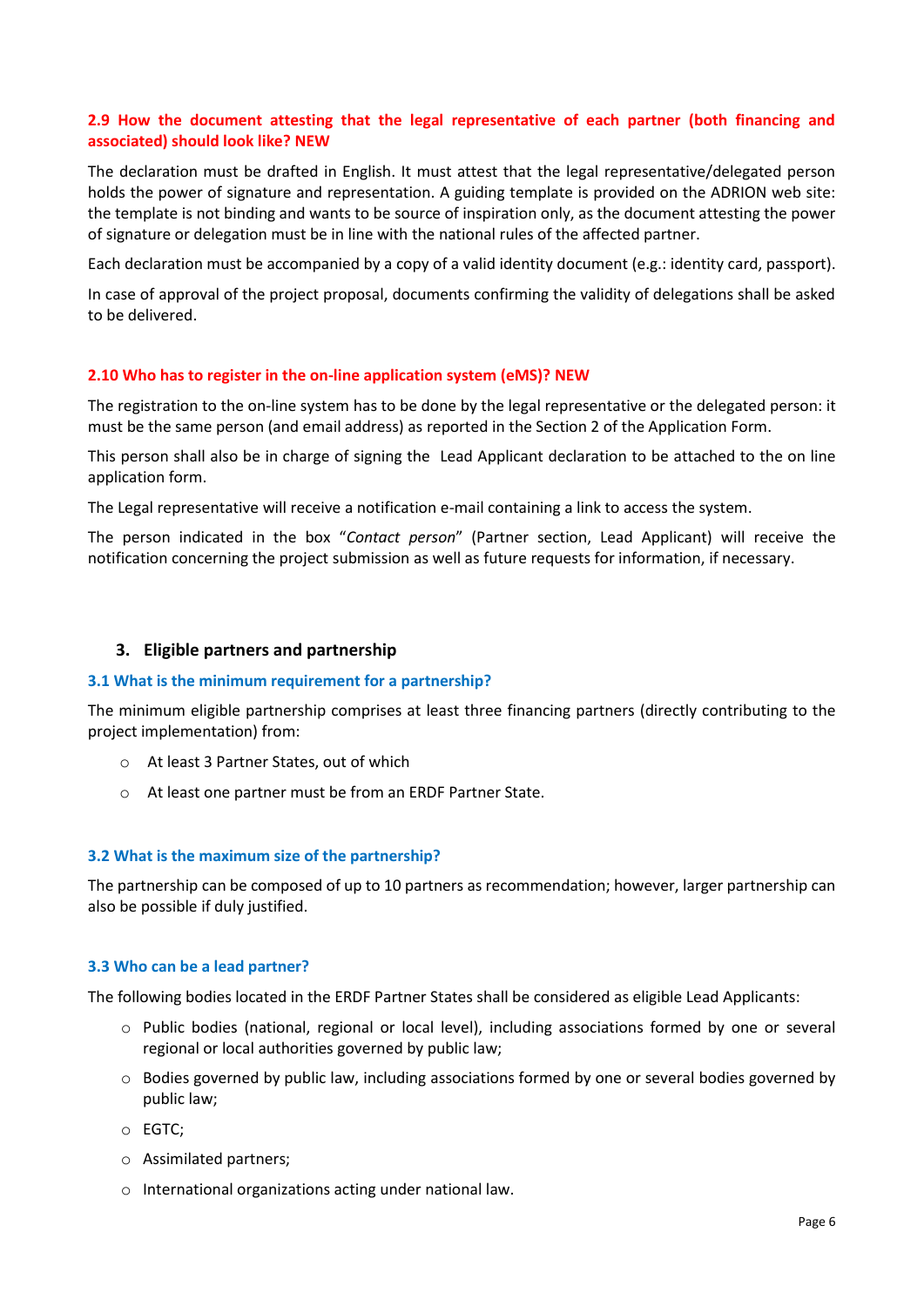### 2.9 How the document attesting that the legal representative of each partner (both financing and associated) should look like? NEW

The declaration must be drafted in English. It must attest that the legal representative/delegated person holds the power of signature and representation. A guiding template is provided on the ADRION web site: the template is not binding and wants to be source of inspiration only, as the document attesting the power of signature or delegation must be in line with the national rules of the affected partner.

Each declaration must be accompanied by a copy of a valid identity document (e.g.: identity card, passport).

In case of approval of the project proposal, documents confirming the validity of delegations shall be asked to be delivered.

### 2.10 Who has to register in the on-line application system (eMS)? NEW

The registration to the on-line system has to be done by the legal representative or the delegated person: it must be the same person (and email address) as reported in the Section 2 of the Application Form.

This person shall also be in charge of signing the Lead Applicant declaration to be attached to the on line application form.

The Legal representative will receive a notification e-mail containing a link to access the system.

The person indicated in the box "*Contact person*" (Partner section, Lead Applicant) will receive the notification concerning the project submission as well as future requests for information, if necessary.

## 3. Eligible partners and partnership

### 3.1 What is the minimum requirement for a partnership?

The minimum eligible partnership comprises at least three financing partners (directly contributing to the project implementation) from:

- At least 3 Partner States, out of which
- At least one partner must be from an ERDF Partner State.

### 3.2 What is the maximum size of the partnership?

The partnership can be composed of up to 10 partners as recommendation; however, larger partnership can also be possible if duly justified.

### 3.3 Who can be a lead partner?

The following bodies located in the ERDF Partner States shall be considered as eligible Lead Applicants:

- Public bodies (national, regional or local level), including associations formed by one or several regional or local authorities governed by public law;
- Bodies governed by public law, including associations formed by one or several bodies governed by public law;
- EGTC;
- Assimilated partners;
- International organizations acting under national law.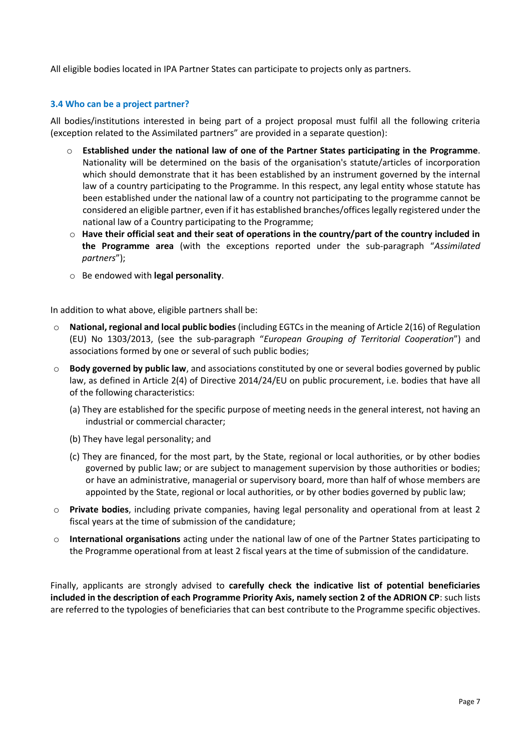All eligible bodies located in IPA Partner States can participate to projects only as partners.

### 3.4 Who can be a project partner?

All bodies/institutions interested in being part of a project proposal must fulfil all the following criteria (exception related to the Assimilated partners" are provided in a separate question):

- **Established under the national law of one of the Partner States participating in the Programme**. Nationality will be determined on the basis of the organisation's statute/articles of incorporation which should demonstrate that it has been established by an instrument governed by the internal law of a country participating to the Programme. In this respect, any legal entity whose statute has been established under the national law of a country not participating to the programme cannot be considered an eligible partner, even if it has established branches/offices legally registered under the national law of a Country participating to the Programme;
- **Have their official seat and their seat of operations in the country/part of the country included in the Programme area** (with the exceptions reported under the sub-paragraph "*Assimilated partners*");
- Be endowed with **legal personality**.

In addition to what above, eligible partners shall be:

- **National, regional and local public bodies** (including EGTCs in the meaning of Article 2(16) of Regulation (EU) No 1303/2013, (see the sub-paragraph "*European Grouping of Territorial Cooperation*") and associations formed by one or several of such public bodies;
- **Body governed by public law**, and associations constituted by one or several bodies governed by public law, as defined in Article 2(4) of Directive 2014/24/EU on public procurement, i.e. bodies that have all of the following characteristics:
  - (a) They are established for the specific purpose of meeting needs in the general interest, not having an industrial or commercial character;
  - (b) They have legal personality; and
  - (c) They are financed, for the most part, by the State, regional or local authorities, or by other bodies governed by public law; or are subject to management supervision by those authorities or bodies; or have an administrative, managerial or supervisory board, more than half of whose members are appointed by the State, regional or local authorities, or by other bodies governed by public law;
- **Private bodies**, including private companies, having legal personality and operational from at least 2 fiscal years at the time of submission of the candidature;
- **International organisations** acting under the national law of one of the Partner States participating to the Programme operational from at least 2 fiscal years at the time of submission of the candidature.

Finally, applicants are strongly advised to **carefully check the indicative list of potential beneficiaries included in the description of each Programme Priority Axis, namely section 2 of the ADRION CP**: such lists are referred to the typologies of beneficiaries that can best contribute to the Programme specific objectives.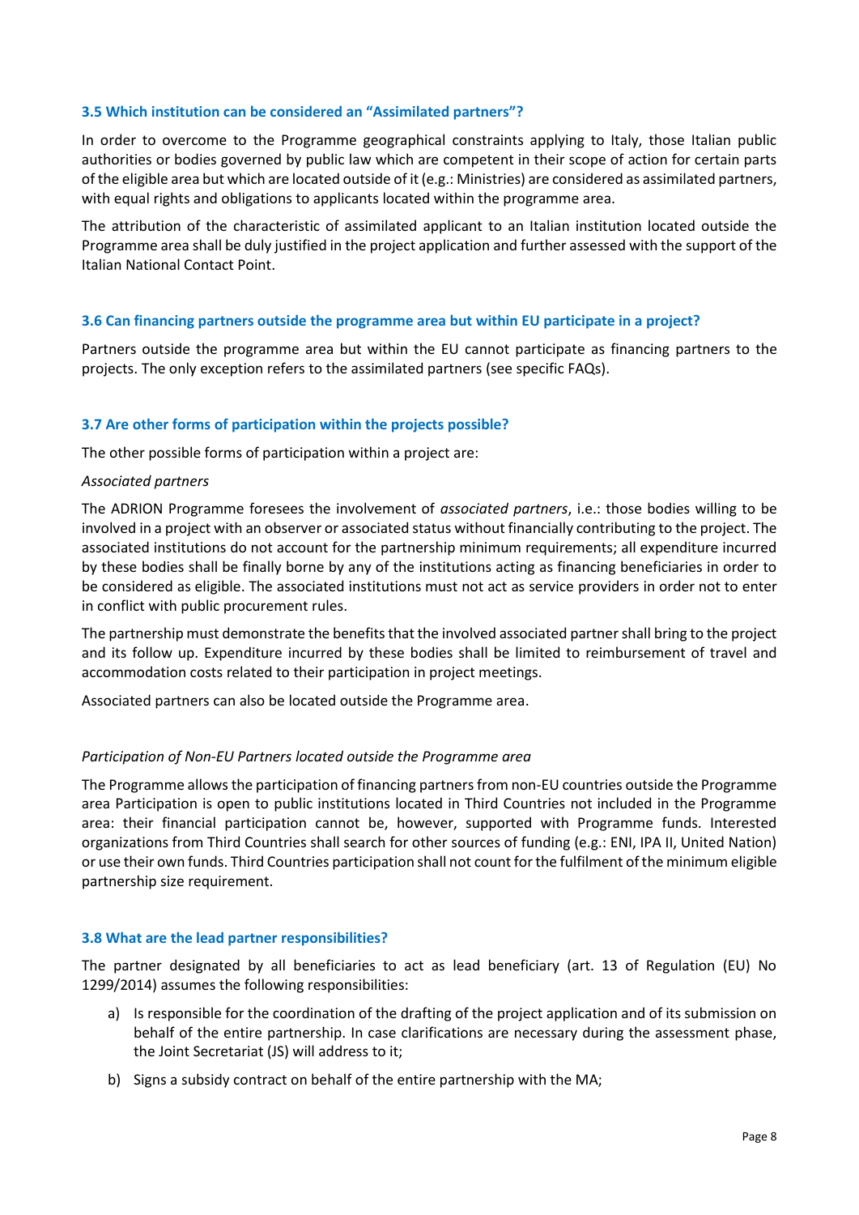### 3.5 Which institution can be considered an "Assimilated partners"?

In order to overcome to the Programme geographical constraints applying to Italy, those Italian public authorities or bodies governed by public law which are competent in their scope of action for certain parts of the eligible area but which are located outside of it (e.g.: Ministries) are considered as assimilated partners, with equal rights and obligations to applicants located within the programme area.

The attribution of the characteristic of assimilated applicant to an Italian institution located outside the Programme area shall be duly justified in the project application and further assessed with the support of the Italian National Contact Point.

### 3.6 Can financing partners outside the programme area but within EU participate in a project?

Partners outside the programme area but within the EU cannot participate as financing partners to the projects. The only exception refers to the assimilated partners (see specific FAQs).

### 3.7 Are other forms of participation within the projects possible?

The other possible forms of participation within a project are:

*Associated partners*

The ADRION Programme foresees the involvement of *associated partners*, i.e.: those bodies willing to be involved in a project with an observer or associated status without financially contributing to the project. The associated institutions do not account for the partnership minimum requirements; all expenditure incurred by these bodies shall be finally borne by any of the institutions acting as financing beneficiaries in order to be considered as eligible. The associated institutions must not act as service providers in order not to enter in conflict with public procurement rules.

The partnership must demonstrate the benefits that the involved associated partner shall bring to the project and its follow up. Expenditure incurred by these bodies shall be limited to reimbursement of travel and accommodation costs related to their participation in project meetings.

Associated partners can also be located outside the Programme area.

*Participation of Non-EU Partners located outside the Programme area*

The Programme allows the participation of financing partners from non-EU countries outside the Programme area Participation is open to public institutions located in Third Countries not included in the Programme area: their financial participation cannot be, however, supported with Programme funds. Interested organizations from Third Countries shall search for other sources of funding (e.g.: ENI, IPA II, United Nation) or use their own funds. Third Countries participation shall not count for the fulfilment of the minimum eligible partnership size requirement.

### 3.8 What are the lead partner responsibilities?

The partner designated by all beneficiaries to act as lead beneficiary (art. 13 of Regulation (EU) No 1299/2014) assumes the following responsibilities:

a) Is responsible for the coordination of the drafting of the project application and of its submission on behalf of the entire partnership. In case clarifications are necessary during the assessment phase, the Joint Secretariat (JS) will address to it;
b) Signs a subsidy contract on behalf of the entire partnership with the MA;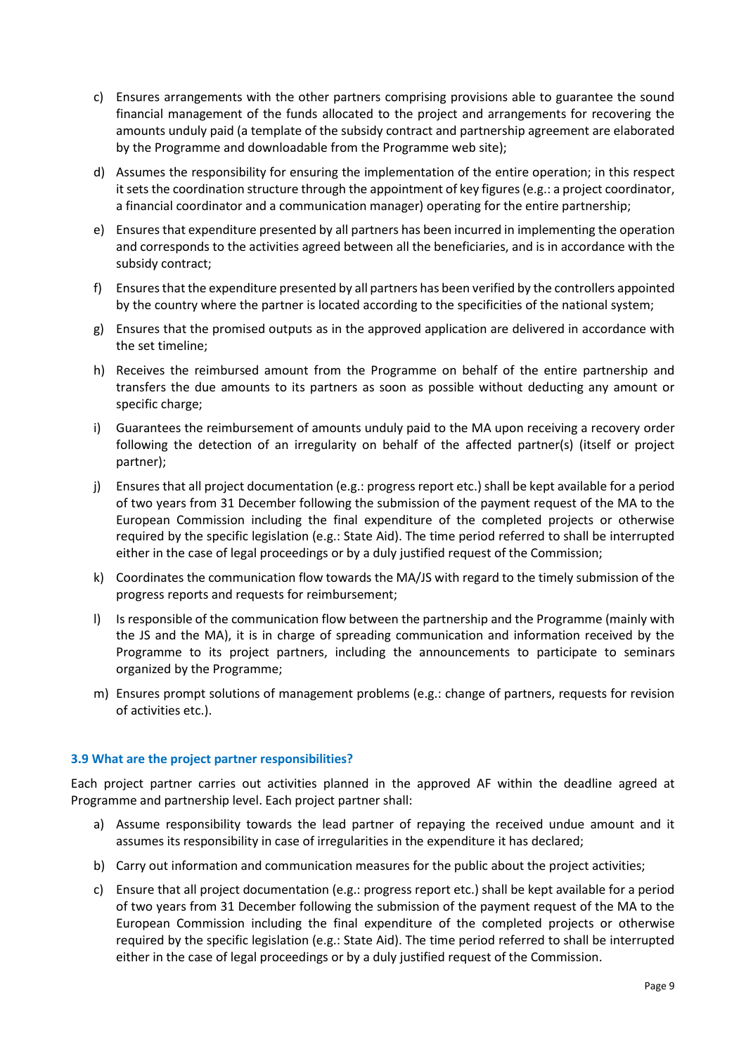c) Ensures arrangements with the other partners comprising provisions able to guarantee the sound financial management of the funds allocated to the project and arrangements for recovering the amounts unduly paid (a template of the subsidy contract and partnership agreement are elaborated by the Programme and downloadable from the Programme web site);

d) Assumes the responsibility for ensuring the implementation of the entire operation; in this respect it sets the coordination structure through the appointment of key figures (e.g.: a project coordinator, a financial coordinator and a communication manager) operating for the entire partnership;

e) Ensures that expenditure presented by all partners has been incurred in implementing the operation and corresponds to the activities agreed between all the beneficiaries, and is in accordance with the subsidy contract;

f) Ensures that the expenditure presented by all partners has been verified by the controllers appointed by the country where the partner is located according to the specificities of the national system;

g) Ensures that the promised outputs as in the approved application are delivered in accordance with the set timeline;

h) Receives the reimbursed amount from the Programme on behalf of the entire partnership and transfers the due amounts to its partners as soon as possible without deducting any amount or specific charge;

i) Guarantees the reimbursement of amounts unduly paid to the MA upon receiving a recovery order following the detection of an irregularity on behalf of the affected partner(s) (itself or project partner);

j) Ensures that all project documentation (e.g.: progress report etc.) shall be kept available for a period of two years from 31 December following the submission of the payment request of the MA to the European Commission including the final expenditure of the completed projects or otherwise required by the specific legislation (e.g.: State Aid). The time period referred to shall be interrupted either in the case of legal proceedings or by a duly justified request of the Commission;

k) Coordinates the communication flow towards the MA/JS with regard to the timely submission of the progress reports and requests for reimbursement;

l) Is responsible of the communication flow between the partnership and the Programme (mainly with the JS and the MA), it is in charge of spreading communication and information received by the Programme to its project partners, including the announcements to participate to seminars organized by the Programme;

m) Ensures prompt solutions of management problems (e.g.: change of partners, requests for revision of activities etc.).

### 3.9 What are the project partner responsibilities?

Each project partner carries out activities planned in the approved AF within the deadline agreed at Programme and partnership level. Each project partner shall:

a) Assume responsibility towards the lead partner of repaying the received undue amount and it assumes its responsibility in case of irregularities in the expenditure it has declared;

b) Carry out information and communication measures for the public about the project activities;

c) Ensure that all project documentation (e.g.: progress report etc.) shall be kept available for a period of two years from 31 December following the submission of the payment request of the MA to the European Commission including the final expenditure of the completed projects or otherwise required by the specific legislation (e.g.: State Aid). The time period referred to shall be interrupted either in the case of legal proceedings or by a duly justified request of the Commission.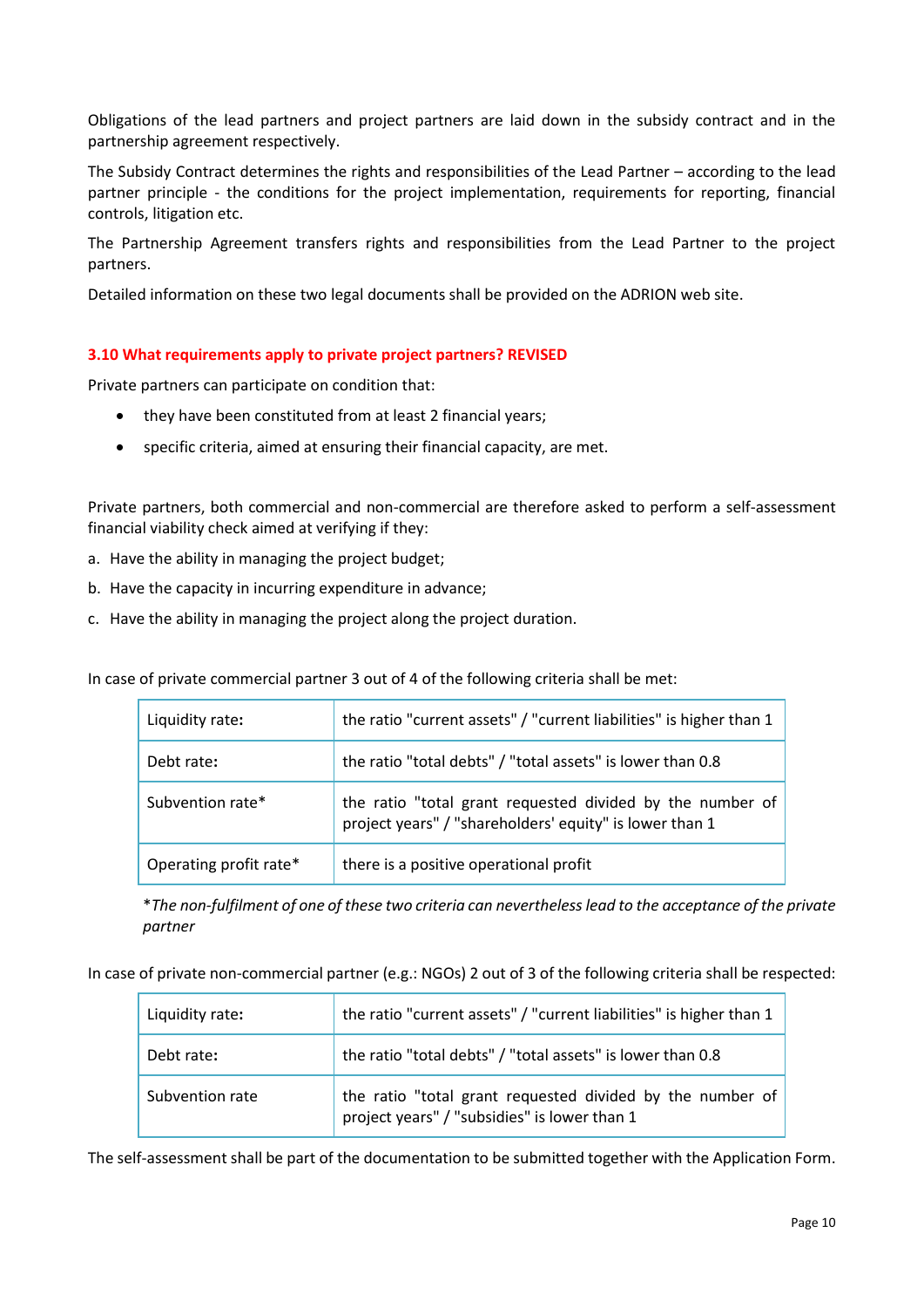Obligations of the lead partners and project partners are laid down in the subsidy contract and in the partnership agreement respectively.

The Subsidy Contract determines the rights and responsibilities of the Lead Partner – according to the lead partner principle - the conditions for the project implementation, requirements for reporting, financial controls, litigation etc.

The Partnership Agreement transfers rights and responsibilities from the Lead Partner to the project partners.

Detailed information on these two legal documents shall be provided on the ADRION web site.

### 3.10 What requirements apply to private project partners? REVISED

Private partners can participate on condition that:

- they have been constituted from at least 2 financial years;
- specific criteria, aimed at ensuring their financial capacity, are met.

Private partners, both commercial and non-commercial are therefore asked to perform a self-assessment financial viability check aimed at verifying if they:

a. Have the ability in managing the project budget;
b. Have the capacity in incurring expenditure in advance;
c. Have the ability in managing the project along the project duration.

In case of private commercial partner 3 out of 4 of the following criteria shall be met:

| | |
|---|---|
| Liquidity rate**:** | the ratio "current assets" / "current liabilities" is higher than 1 |
| Debt rate**:** | the ratio "total debts" / "total assets" is lower than 0.8 |
| Subvention rate* | the ratio "total grant requested divided by the number of project years" / "shareholders' equity" is lower than 1 |
| Operating profit rate* | there is a positive operational profit |

**The non-fulfilment of one of these two criteria can nevertheless lead to the acceptance of the private partner*

In case of private non-commercial partner (e.g.: NGOs) 2 out of 3 of the following criteria shall be respected:

| | |
|---|---|
| Liquidity rate**:** | the ratio "current assets" / "current liabilities" is higher than 1 |
| Debt rate**:** | the ratio "total debts" / "total assets" is lower than 0.8 |
| Subvention rate | the ratio "total grant requested divided by the number of project years" / "subsidies" is lower than 1 |

The self-assessment shall be part of the documentation to be submitted together with the Application Form.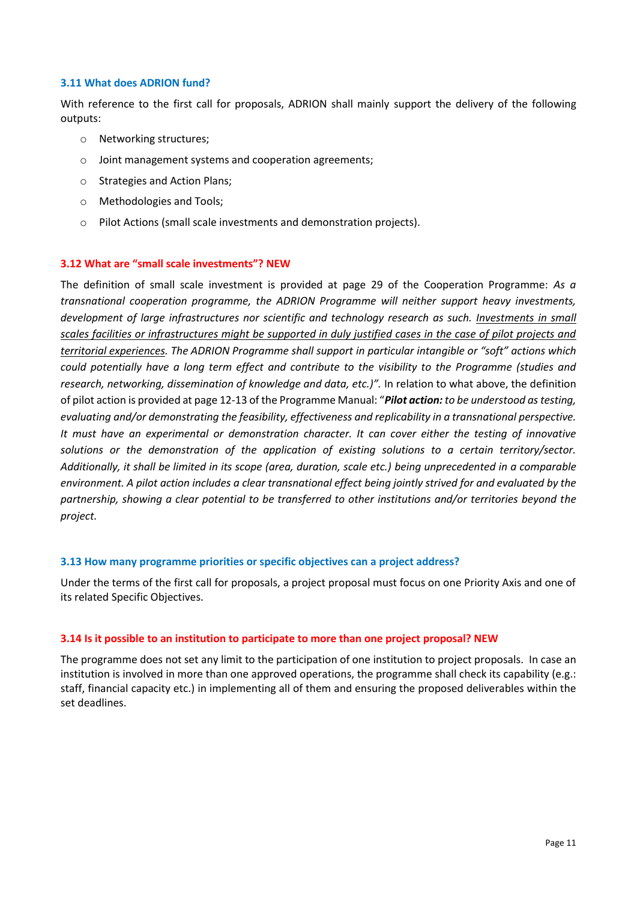### 3.11 What does ADRION fund?

With reference to the first call for proposals, ADRION shall mainly support the delivery of the following outputs:

- Networking structures;
- Joint management systems and cooperation agreements;
- Strategies and Action Plans;
- Methodologies and Tools;
- Pilot Actions (small scale investments and demonstration projects).

### 3.12 What are "small scale investments"? NEW

The definition of small scale investment is provided at page 29 of the Cooperation Programme: *As a transnational cooperation programme, the ADRION Programme will neither support heavy investments, development of large infrastructures nor scientific and technology research as such. <u>Investments in small scales facilities or infrastructures might be supported in duly justified cases in the case of pilot projects and territorial experiences</u>. The ADRION Programme shall support in particular intangible or "soft" actions which could potentially have a long term effect and contribute to the visibility to the Programme (studies and research, networking, dissemination of knowledge and data, etc.)".* In relation to what above, the definition of pilot action is provided at page 12-13 of the Programme Manual: "***Pilot action:*** *to be understood as testing, evaluating and/or demonstrating the feasibility, effectiveness and replicability in a transnational perspective. It must have an experimental or demonstration character. It can cover either the testing of innovative solutions or the demonstration of the application of existing solutions to a certain territory/sector. Additionally, it shall be limited in its scope (area, duration, scale etc.) being unprecedented in a comparable environment. A pilot action includes a clear transnational effect being jointly strived for and evaluated by the partnership, showing a clear potential to be transferred to other institutions and/or territories beyond the project.*

### 3.13 How many programme priorities or specific objectives can a project address?

Under the terms of the first call for proposals, a project proposal must focus on one Priority Axis and one of its related Specific Objectives.

### 3.14 Is it possible to an institution to participate to more than one project proposal? NEW

The programme does not set any limit to the participation of one institution to project proposals. In case an institution is involved in more than one approved operations, the programme shall check its capability (e.g.: staff, financial capacity etc.) in implementing all of them and ensuring the proposed deliverables within the set deadlines.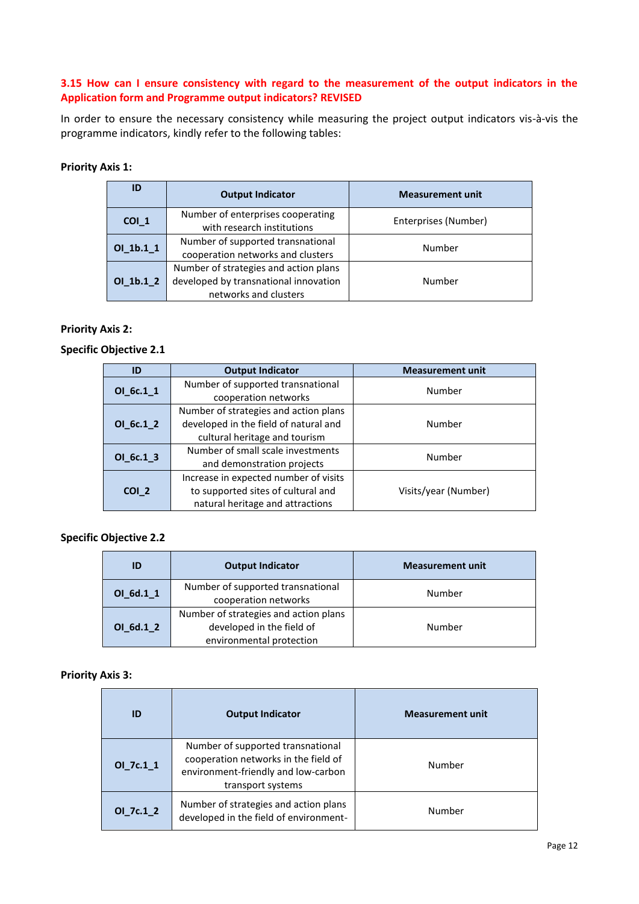### 3.15 How can I ensure consistency with regard to the measurement of the output indicators in the Application form and Programme output indicators? REVISED

In order to ensure the necessary consistency while measuring the project output indicators vis-à-vis the programme indicators, kindly refer to the following tables:

**Priority Axis 1:**

| ID | Output Indicator | Measurement unit |
|---|---|---|
| **COI_1** | Number of enterprises cooperating with research institutions | Enterprises (Number) |
| **OI_1b.1_1** | Number of supported transnational cooperation networks and clusters | Number |
| **OI_1b.1_2** | Number of strategies and action plans developed by transnational innovation networks and clusters | Number |

**Priority Axis 2:**

**Specific Objective 2.1**

| ID | Output Indicator | Measurement unit |
|---|---|---|
| **OI_6c.1_1** | Number of supported transnational cooperation networks | Number |
| **OI_6c.1_2** | Number of strategies and action plans developed in the field of natural and cultural heritage and tourism | Number |
| **OI_6c.1_3** | Number of small scale investments and demonstration projects | Number |
| **COI_2** | Increase in expected number of visits to supported sites of cultural and natural heritage and attractions | Visits/year (Number) |

**Specific Objective 2.2**

| ID | Output Indicator | Measurement unit |
|---|---|---|
| **OI_6d.1_1** | Number of supported transnational cooperation networks | Number |
| **OI_6d.1_2** | Number of strategies and action plans developed in the field of environmental protection | Number |

**Priority Axis 3:**

| ID | Output Indicator | Measurement unit |
|---|---|---|
| **OI_7c.1_1** | Number of supported transnational cooperation networks in the field of environment-friendly and low-carbon transport systems | Number |
| **OI_7c.1_2** | Number of strategies and action plans developed in the field of environment- | Number |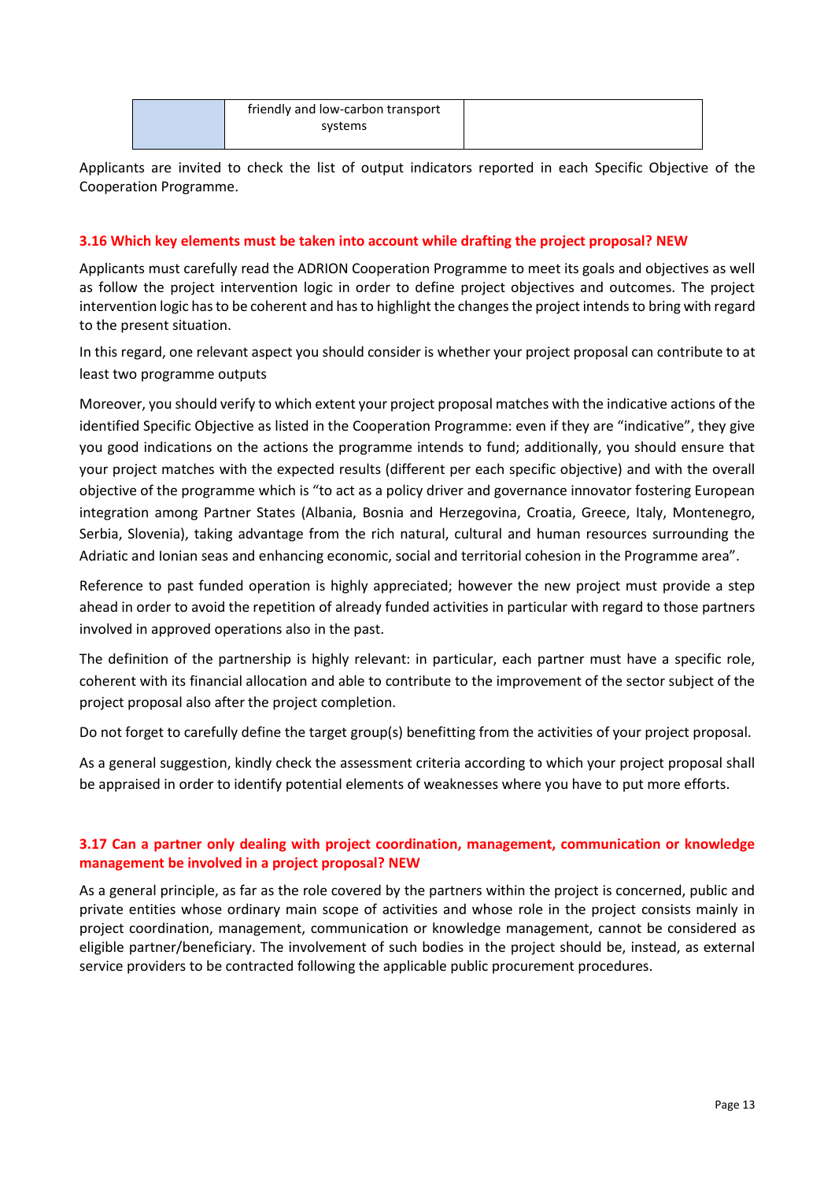|  | friendly and low-carbon transport systems |  |
|---|---|---|

Applicants are invited to check the list of output indicators reported in each Specific Objective of the Cooperation Programme.

### 3.16 Which key elements must be taken into account while drafting the project proposal? NEW

Applicants must carefully read the ADRION Cooperation Programme to meet its goals and objectives as well as follow the project intervention logic in order to define project objectives and outcomes. The project intervention logic has to be coherent and has to highlight the changes the project intends to bring with regard to the present situation.

In this regard, one relevant aspect you should consider is whether your project proposal can contribute to at least two programme outputs

Moreover, you should verify to which extent your project proposal matches with the indicative actions of the identified Specific Objective as listed in the Cooperation Programme: even if they are "indicative", they give you good indications on the actions the programme intends to fund; additionally, you should ensure that your project matches with the expected results (different per each specific objective) and with the overall objective of the programme which is "to act as a policy driver and governance innovator fostering European integration among Partner States (Albania, Bosnia and Herzegovina, Croatia, Greece, Italy, Montenegro, Serbia, Slovenia), taking advantage from the rich natural, cultural and human resources surrounding the Adriatic and Ionian seas and enhancing economic, social and territorial cohesion in the Programme area".

Reference to past funded operation is highly appreciated; however the new project must provide a step ahead in order to avoid the repetition of already funded activities in particular with regard to those partners involved in approved operations also in the past.

The definition of the partnership is highly relevant: in particular, each partner must have a specific role, coherent with its financial allocation and able to contribute to the improvement of the sector subject of the project proposal also after the project completion.

Do not forget to carefully define the target group(s) benefitting from the activities of your project proposal.

As a general suggestion, kindly check the assessment criteria according to which your project proposal shall be appraised in order to identify potential elements of weaknesses where you have to put more efforts.

### 3.17 Can a partner only dealing with project coordination, management, communication or knowledge management be involved in a project proposal? NEW

As a general principle, as far as the role covered by the partners within the project is concerned, public and private entities whose ordinary main scope of activities and whose role in the project consists mainly in project coordination, management, communication or knowledge management, cannot be considered as eligible partner/beneficiary. The involvement of such bodies in the project should be, instead, as external service providers to be contracted following the applicable public procurement procedures.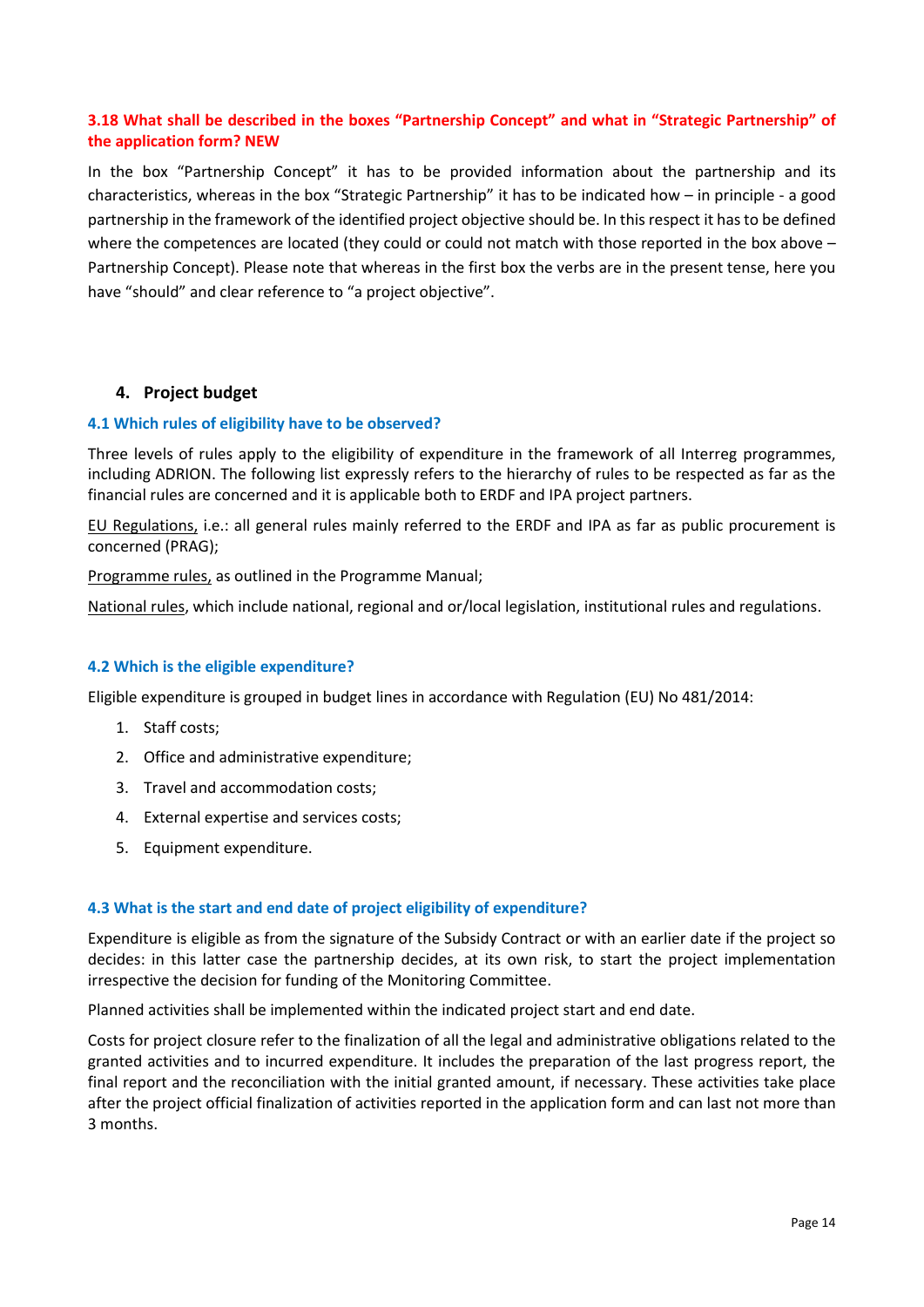### 3.18 What shall be described in the boxes "Partnership Concept" and what in "Strategic Partnership" of the application form? NEW

In the box "Partnership Concept" it has to be provided information about the partnership and its characteristics, whereas in the box "Strategic Partnership" it has to be indicated how – in principle - a good partnership in the framework of the identified project objective should be. In this respect it has to be defined where the competences are located (they could or could not match with those reported in the box above – Partnership Concept). Please note that whereas in the first box the verbs are in the present tense, here you have "should" and clear reference to "a project objective".

## 4. Project budget

### 4.1 Which rules of eligibility have to be observed?

Three levels of rules apply to the eligibility of expenditure in the framework of all Interreg programmes, including ADRION. The following list expressly refers to the hierarchy of rules to be respected as far as the financial rules are concerned and it is applicable both to ERDF and IPA project partners.

EU Regulations, i.e.: all general rules mainly referred to the ERDF and IPA as far as public procurement is concerned (PRAG);

Programme rules, as outlined in the Programme Manual;

National rules, which include national, regional and or/local legislation, institutional rules and regulations.

### 4.2 Which is the eligible expenditure?

Eligible expenditure is grouped in budget lines in accordance with Regulation (EU) No 481/2014:

1. Staff costs;
2. Office and administrative expenditure;
3. Travel and accommodation costs;
4. External expertise and services costs;
5. Equipment expenditure.

### 4.3 What is the start and end date of project eligibility of expenditure?

Expenditure is eligible as from the signature of the Subsidy Contract or with an earlier date if the project so decides: in this latter case the partnership decides, at its own risk, to start the project implementation irrespective the decision for funding of the Monitoring Committee.

Planned activities shall be implemented within the indicated project start and end date.

Costs for project closure refer to the finalization of all the legal and administrative obligations related to the granted activities and to incurred expenditure. It includes the preparation of the last progress report, the final report and the reconciliation with the initial granted amount, if necessary. These activities take place after the project official finalization of activities reported in the application form and can last not more than 3 months.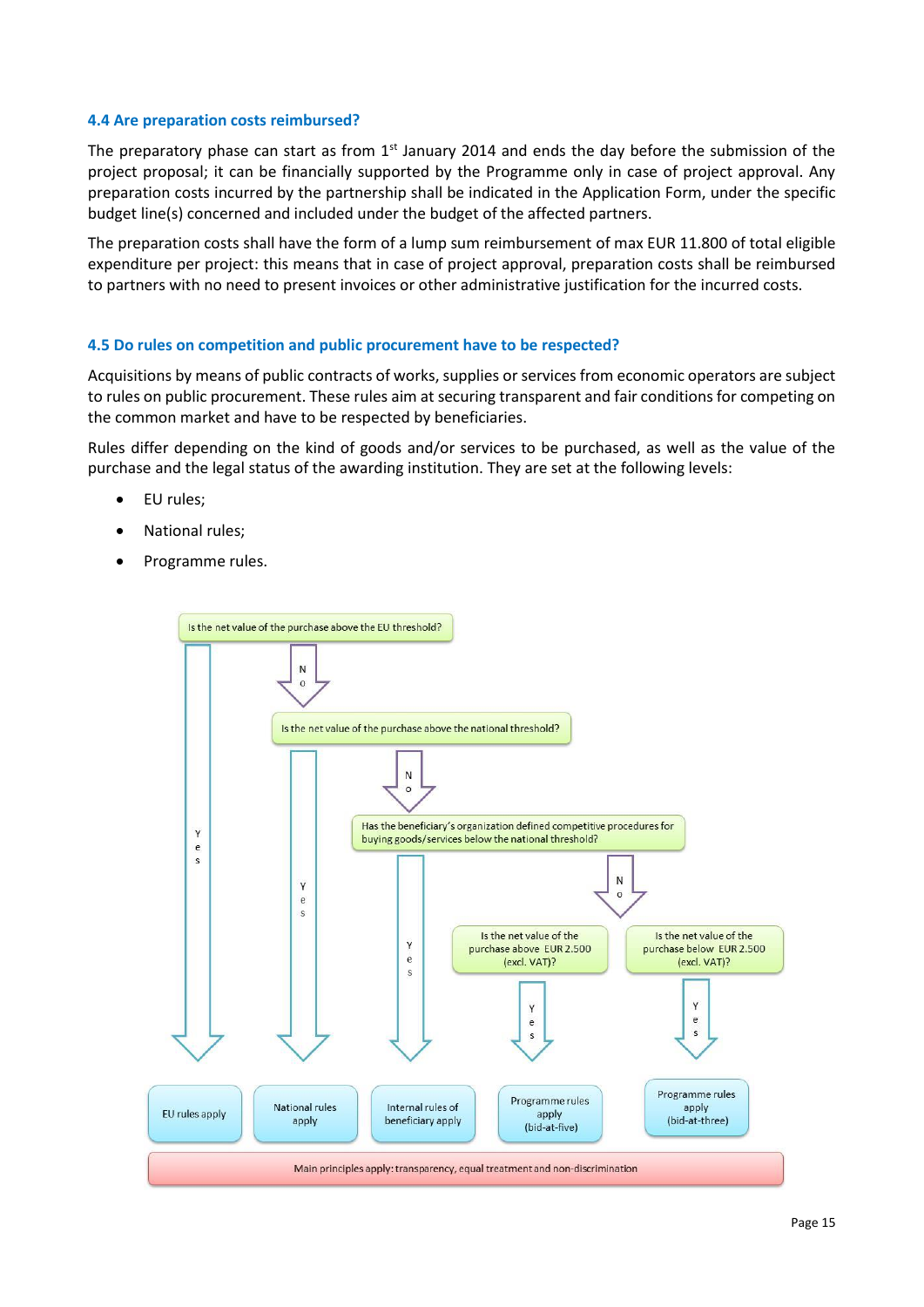### 4.4 Are preparation costs reimbursed?

The preparatory phase can start as from 1st January 2014 and ends the day before the submission of the project proposal; it can be financially supported by the Programme only in case of project approval. Any preparation costs incurred by the partnership shall be indicated in the Application Form, under the specific budget line(s) concerned and included under the budget of the affected partners.

The preparation costs shall have the form of a lump sum reimbursement of max EUR 11.800 of total eligible expenditure per project: this means that in case of project approval, preparation costs shall be reimbursed to partners with no need to present invoices or other administrative justification for the incurred costs.

### 4.5 Do rules on competition and public procurement have to be respected?

Acquisitions by means of public contracts of works, supplies or services from economic operators are subject to rules on public procurement. These rules aim at securing transparent and fair conditions for competing on the common market and have to be respected by beneficiaries.

Rules differ depending on the kind of goods and/or services to be purchased, as well as the value of the purchase and the legal status of the awarding institution. They are set at the following levels:

- EU rules;
- National rules;
- Programme rules.

Is the net value of the purchase above the EU threshold?

- Yes → EU rules apply
- No → Is the net value of the purchase above the national threshold?
  - Yes → National rules apply
  - No → Has the beneficiary's organization defined competitive procedures for buying goods/services below the national threshold?
    - Yes → Internal rules of beneficiary apply
    - No →
      - Is the net value of the purchase above EUR 2.500 (excl. VAT)? Yes → Programme rules apply (bid-at-five)
      - Is the net value of the purchase below EUR 2.500 (excl. VAT)? Yes → Programme rules apply (bid-at-three)

Main principles apply: transparency, equal treatment and non-discrimination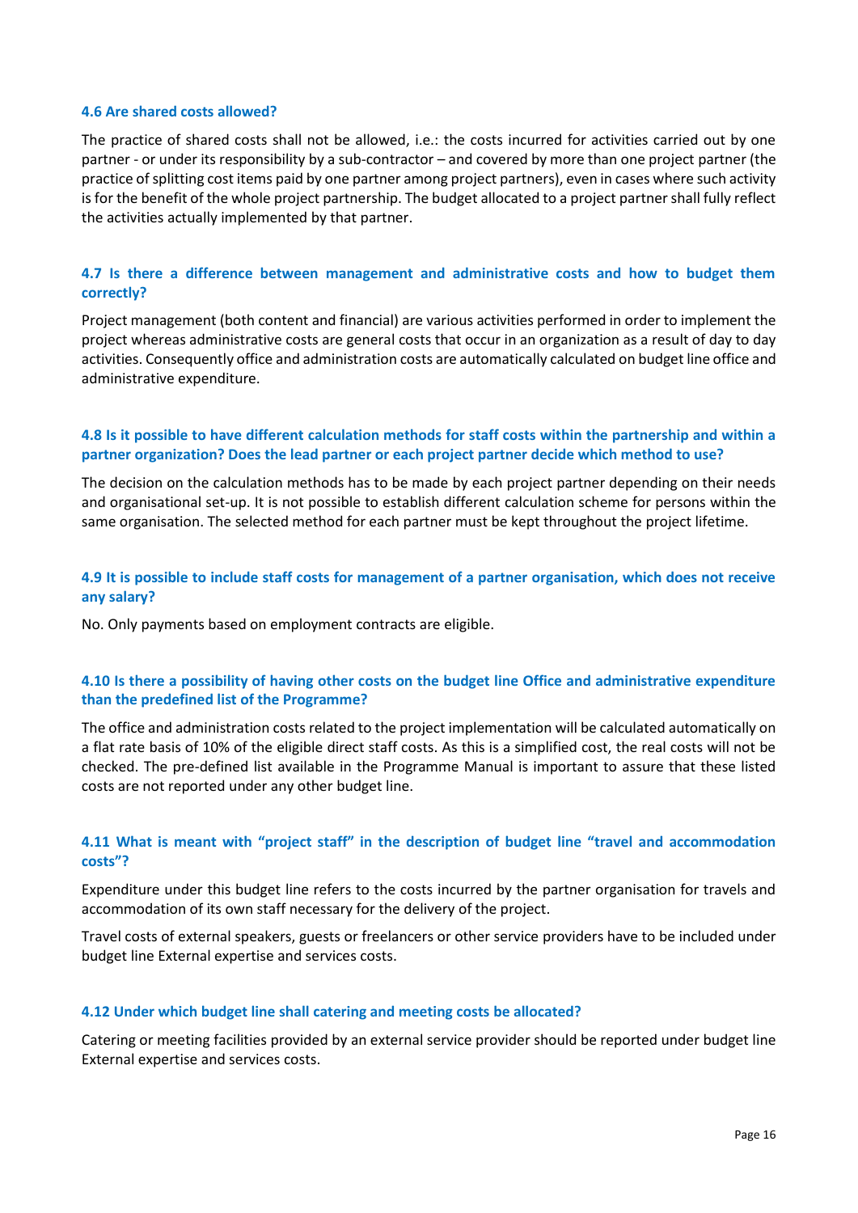### 4.6 Are shared costs allowed?

The practice of shared costs shall not be allowed, i.e.: the costs incurred for activities carried out by one partner - or under its responsibility by a sub-contractor – and covered by more than one project partner (the practice of splitting cost items paid by one partner among project partners), even in cases where such activity is for the benefit of the whole project partnership. The budget allocated to a project partner shall fully reflect the activities actually implemented by that partner.

### 4.7 Is there a difference between management and administrative costs and how to budget them correctly?

Project management (both content and financial) are various activities performed in order to implement the project whereas administrative costs are general costs that occur in an organization as a result of day to day activities. Consequently office and administration costs are automatically calculated on budget line office and administrative expenditure.

### 4.8 Is it possible to have different calculation methods for staff costs within the partnership and within a partner organization? Does the lead partner or each project partner decide which method to use?

The decision on the calculation methods has to be made by each project partner depending on their needs and organisational set-up. It is not possible to establish different calculation scheme for persons within the same organisation. The selected method for each partner must be kept throughout the project lifetime.

### 4.9 It is possible to include staff costs for management of a partner organisation, which does not receive any salary?

No. Only payments based on employment contracts are eligible.

### 4.10 Is there a possibility of having other costs on the budget line Office and administrative expenditure than the predefined list of the Programme?

The office and administration costs related to the project implementation will be calculated automatically on a flat rate basis of 10% of the eligible direct staff costs. As this is a simplified cost, the real costs will not be checked. The pre-defined list available in the Programme Manual is important to assure that these listed costs are not reported under any other budget line.

### 4.11 What is meant with "project staff" in the description of budget line "travel and accommodation costs"?

Expenditure under this budget line refers to the costs incurred by the partner organisation for travels and accommodation of its own staff necessary for the delivery of the project.

Travel costs of external speakers, guests or freelancers or other service providers have to be included under budget line External expertise and services costs.

### 4.12 Under which budget line shall catering and meeting costs be allocated?

Catering or meeting facilities provided by an external service provider should be reported under budget line External expertise and services costs.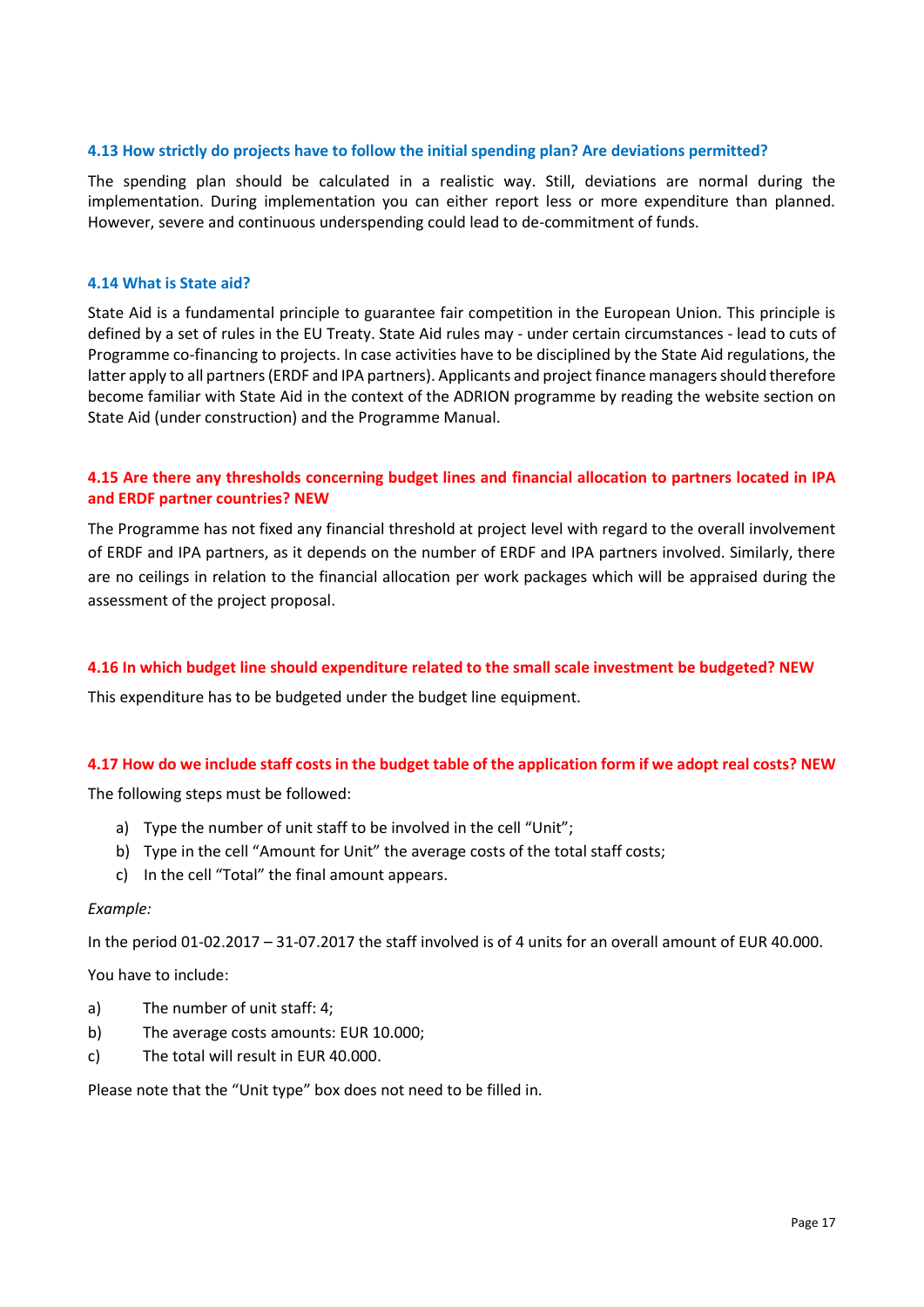### 4.13 How strictly do projects have to follow the initial spending plan? Are deviations permitted?

The spending plan should be calculated in a realistic way. Still, deviations are normal during the implementation. During implementation you can either report less or more expenditure than planned. However, severe and continuous underspending could lead to de-commitment of funds.

### 4.14 What is State aid?

State Aid is a fundamental principle to guarantee fair competition in the European Union. This principle is defined by a set of rules in the EU Treaty. State Aid rules may - under certain circumstances - lead to cuts of Programme co-financing to projects. In case activities have to be disciplined by the State Aid regulations, the latter apply to all partners (ERDF and IPA partners). Applicants and project finance managers should therefore become familiar with State Aid in the context of the ADRION programme by reading the website section on State Aid (under construction) and the Programme Manual.

### 4.15 Are there any thresholds concerning budget lines and financial allocation to partners located in IPA and ERDF partner countries? NEW

The Programme has not fixed any financial threshold at project level with regard to the overall involvement of ERDF and IPA partners, as it depends on the number of ERDF and IPA partners involved. Similarly, there are no ceilings in relation to the financial allocation per work packages which will be appraised during the assessment of the project proposal.

### 4.16 In which budget line should expenditure related to the small scale investment be budgeted? NEW

This expenditure has to be budgeted under the budget line equipment.

### 4.17 How do we include staff costs in the budget table of the application form if we adopt real costs? NEW

The following steps must be followed:

a) Type the number of unit staff to be involved in the cell “Unit”;
b) Type in the cell “Amount for Unit” the average costs of the total staff costs;
c) In the cell “Total” the final amount appears.

*Example:*

In the period 01-02.2017 – 31-07.2017 the staff involved is of 4 units for an overall amount of EUR 40.000.

You have to include:

a) The number of unit staff: 4;
b) The average costs amounts: EUR 10.000;
c) The total will result in EUR 40.000.

Please note that the “Unit type” box does not need to be filled in.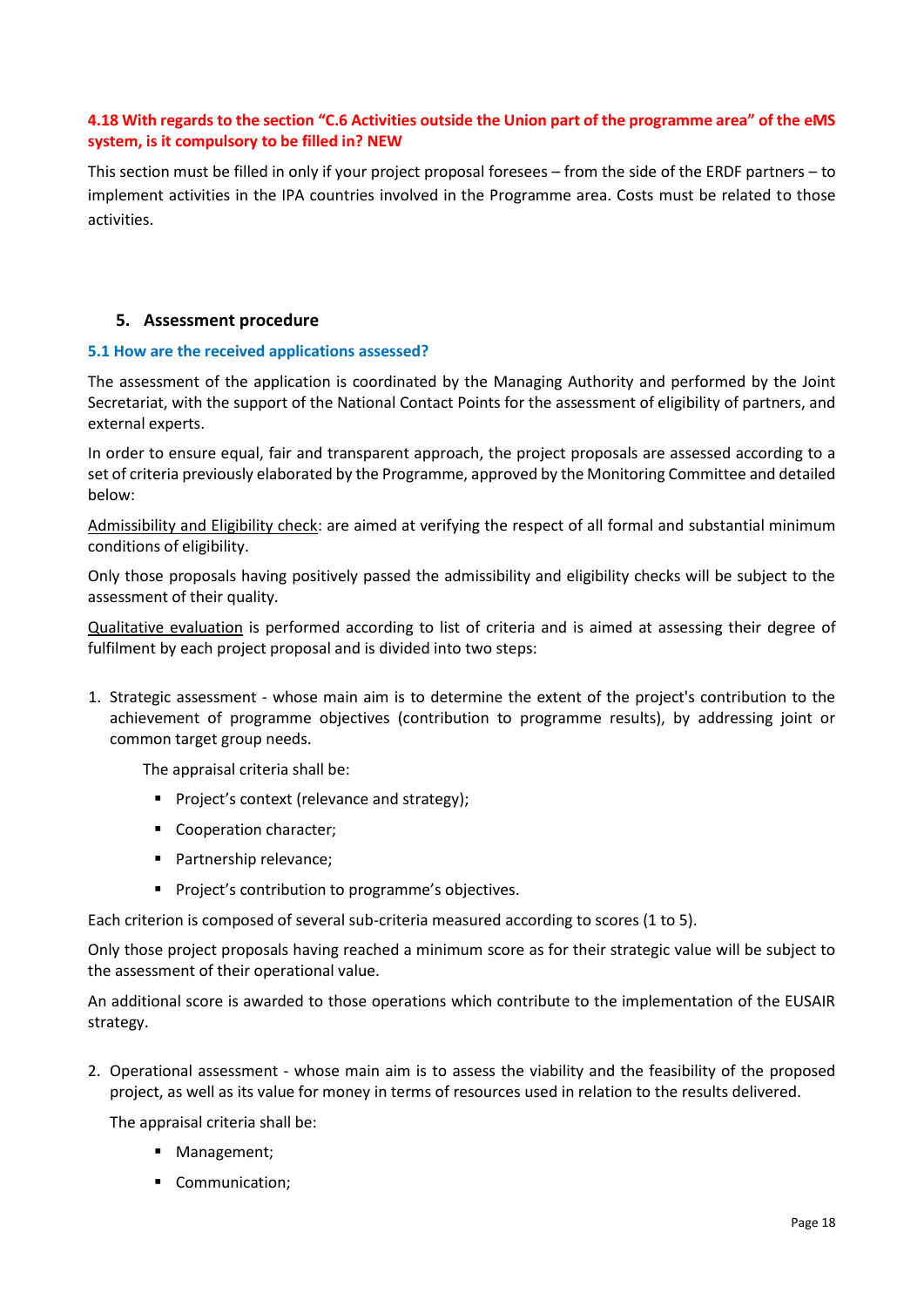### 4.18 With regards to the section "C.6 Activities outside the Union part of the programme area" of the eMS system, is it compulsory to be filled in? NEW

This section must be filled in only if your project proposal foresees – from the side of the ERDF partners – to implement activities in the IPA countries involved in the Programme area. Costs must be related to those activities.

## 5. Assessment procedure

### 5.1 How are the received applications assessed?

The assessment of the application is coordinated by the Managing Authority and performed by the Joint Secretariat, with the support of the National Contact Points for the assessment of eligibility of partners, and external experts.

In order to ensure equal, fair and transparent approach, the project proposals are assessed according to a set of criteria previously elaborated by the Programme, approved by the Monitoring Committee and detailed below:

Admissibility and Eligibility check: are aimed at verifying the respect of all formal and substantial minimum conditions of eligibility.

Only those proposals having positively passed the admissibility and eligibility checks will be subject to the assessment of their quality.

Qualitative evaluation is performed according to list of criteria and is aimed at assessing their degree of fulfilment by each project proposal and is divided into two steps:

1. Strategic assessment - whose main aim is to determine the extent of the project's contribution to the achievement of programme objectives (contribution to programme results), by addressing joint or common target group needs.

   The appraisal criteria shall be:

   - Project's context (relevance and strategy);
   - Cooperation character;
   - Partnership relevance;
   - Project's contribution to programme's objectives.

Each criterion is composed of several sub-criteria measured according to scores (1 to 5).

Only those project proposals having reached a minimum score as for their strategic value will be subject to the assessment of their operational value.

An additional score is awarded to those operations which contribute to the implementation of the EUSAIR strategy.

2. Operational assessment - whose main aim is to assess the viability and the feasibility of the proposed project, as well as its value for money in terms of resources used in relation to the results delivered.

   The appraisal criteria shall be:

   - Management;
   - Communication;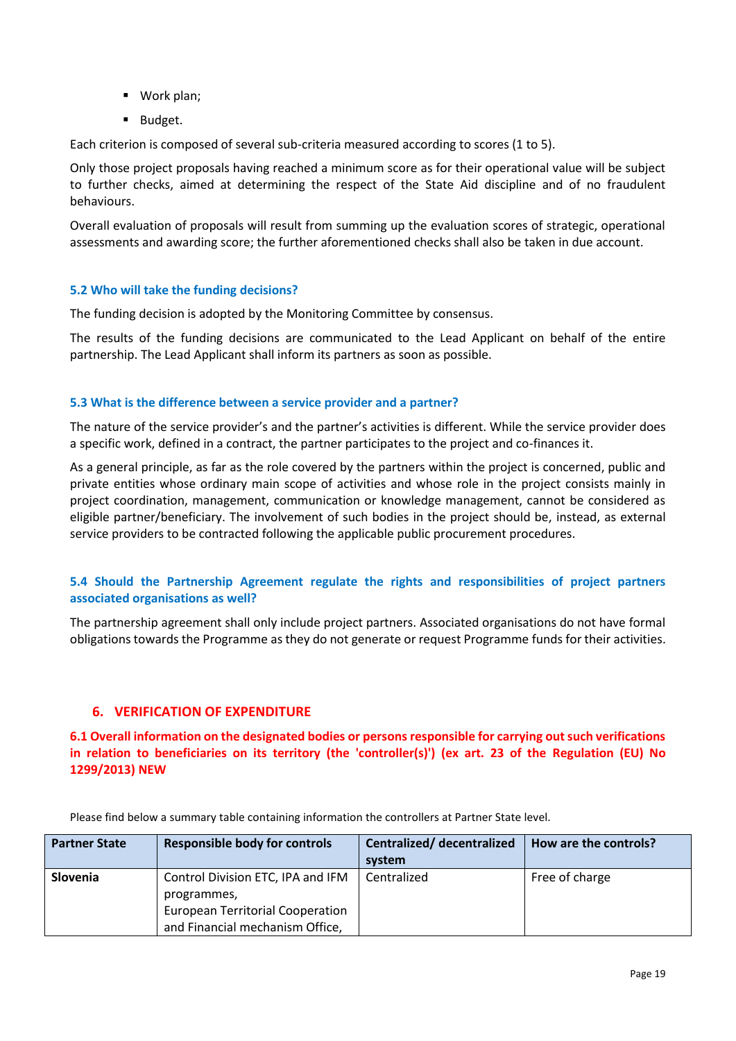- Work plan;
- Budget.

Each criterion is composed of several sub-criteria measured according to scores (1 to 5).

Only those project proposals having reached a minimum score as for their operational value will be subject to further checks, aimed at determining the respect of the State Aid discipline and of no fraudulent behaviours.

Overall evaluation of proposals will result from summing up the evaluation scores of strategic, operational assessments and awarding score; the further aforementioned checks shall also be taken in due account.

### 5.2 Who will take the funding decisions?

The funding decision is adopted by the Monitoring Committee by consensus.

The results of the funding decisions are communicated to the Lead Applicant on behalf of the entire partnership. The Lead Applicant shall inform its partners as soon as possible.

### 5.3 What is the difference between a service provider and a partner?

The nature of the service provider's and the partner's activities is different. While the service provider does a specific work, defined in a contract, the partner participates to the project and co-finances it.

As a general principle, as far as the role covered by the partners within the project is concerned, public and private entities whose ordinary main scope of activities and whose role in the project consists mainly in project coordination, management, communication or knowledge management, cannot be considered as eligible partner/beneficiary. The involvement of such bodies in the project should be, instead, as external service providers to be contracted following the applicable public procurement procedures.

### 5.4 Should the Partnership Agreement regulate the rights and responsibilities of project partners associated organisations as well?

The partnership agreement shall only include project partners. Associated organisations do not have formal obligations towards the Programme as they do not generate or request Programme funds for their activities.

## 6. VERIFICATION OF EXPENDITURE

### 6.1 Overall information on the designated bodies or persons responsible for carrying out such verifications in relation to beneficiaries on its territory (the 'controller(s)') (ex art. 23 of the Regulation (EU) No 1299/2013) NEW

Please find below a summary table containing information the controllers at Partner State level.

| Partner State | Responsible body for controls | Centralized/ decentralized system | How are the controls? |
|---|---|---|---|
| **Slovenia** | Control Division ETC, IPA and IFM programmes, European Territorial Cooperation and Financial mechanism Office, | Centralized | Free of charge |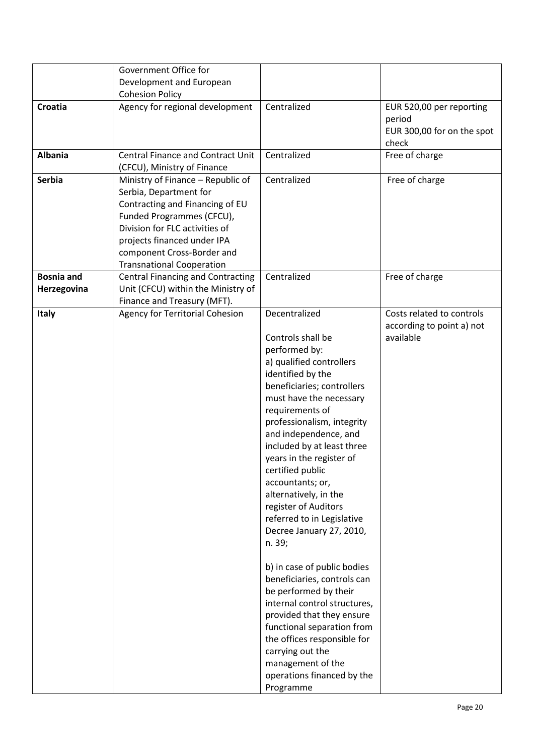| | | | |
|---|---|---|---|
| | Government Office for Development and European Cohesion Policy | | |
| **Croatia** | Agency for regional development | Centralized | EUR 520,00 per reporting period<br>EUR 300,00 for on the spot check |
| **Albania** | Central Finance and Contract Unit (CFCU), Ministry of Finance | Centralized | Free of charge |
| **Serbia** | Ministry of Finance – Republic of Serbia, Department for Contracting and Financing of EU Funded Programmes (CFCU), Division for FLC activities of projects financed under IPA component Cross-Border and Transnational Cooperation | Centralized | Free of charge |
| **Bosnia and Herzegovina** | Central Financing and Contracting Unit (CFCU) within the Ministry of Finance and Treasury (MFT). | Centralized | Free of charge |
| **Italy** | Agency for Territorial Cohesion | Decentralized<br><br>Controls shall be performed by:<br>a) qualified controllers identified by the beneficiaries; controllers must have the necessary requirements of professionalism, integrity and independence, and included by at least three years in the register of certified public accountants; or, alternatively, in the register of Auditors referred to in Legislative Decree January 27, 2010, n. 39;<br><br>b) in case of public bodies beneficiaries, controls can be performed by their internal control structures, provided that they ensure functional separation from the offices responsible for carrying out the management of the operations financed by the Programme | Costs related to controls according to point a) not available |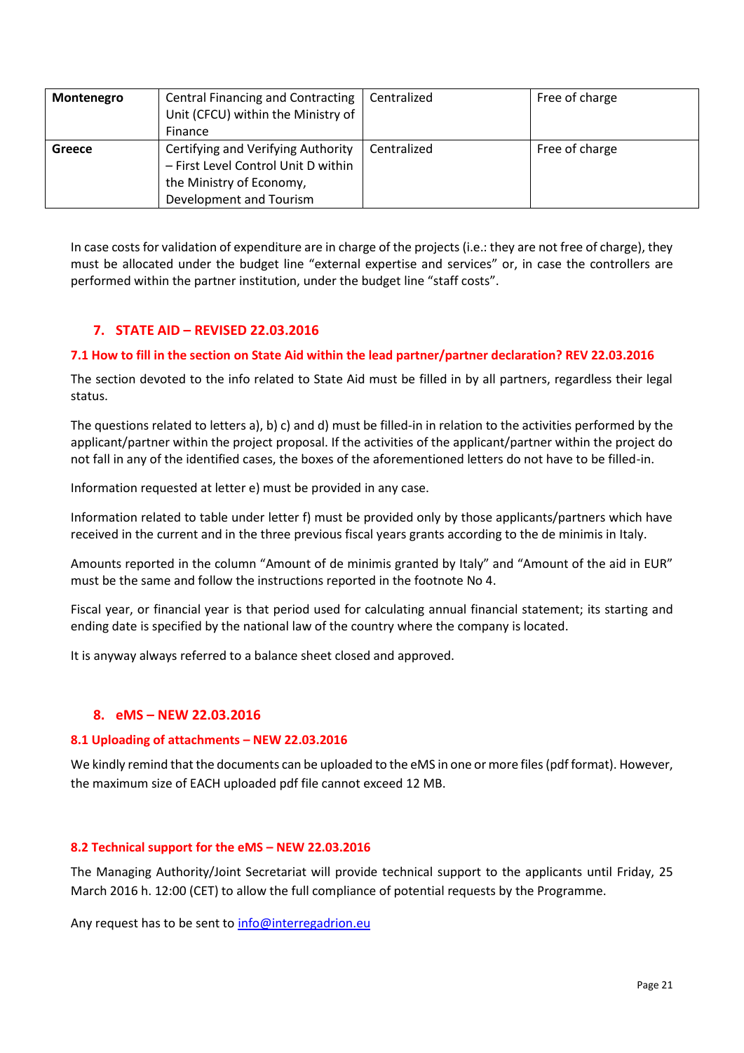| | | | |
|---|---|---|---|
| **Montenegro** | Central Financing and Contracting Unit (CFCU) within the Ministry of Finance | Centralized | Free of charge |
| **Greece** | Certifying and Verifying Authority – First Level Control Unit D within the Ministry of Economy, Development and Tourism | Centralized | Free of charge |

In case costs for validation of expenditure are in charge of the projects (i.e.: they are not free of charge), they must be allocated under the budget line "external expertise and services" or, in case the controllers are performed within the partner institution, under the budget line "staff costs".

## 7. STATE AID – REVISED 22.03.2016

### 7.1 How to fill in the section on State Aid within the lead partner/partner declaration? REV 22.03.2016

The section devoted to the info related to State Aid must be filled in by all partners, regardless their legal status.

The questions related to letters a), b) c) and d) must be filled-in in relation to the activities performed by the applicant/partner within the project proposal. If the activities of the applicant/partner within the project do not fall in any of the identified cases, the boxes of the aforementioned letters do not have to be filled-in.

Information requested at letter e) must be provided in any case.

Information related to table under letter f) must be provided only by those applicants/partners which have received in the current and in the three previous fiscal years grants according to the de minimis in Italy.

Amounts reported in the column "Amount of de minimis granted by Italy" and "Amount of the aid in EUR" must be the same and follow the instructions reported in the footnote No 4.

Fiscal year, or financial year is that period used for calculating annual financial statement; its starting and ending date is specified by the national law of the country where the company is located.

It is anyway always referred to a balance sheet closed and approved.

## 8. eMS – NEW 22.03.2016

### 8.1 Uploading of attachments – NEW 22.03.2016

We kindly remind that the documents can be uploaded to the eMS in one or more files (pdf format). However, the maximum size of EACH uploaded pdf file cannot exceed 12 MB.

### 8.2 Technical support for the eMS – NEW 22.03.2016

The Managing Authority/Joint Secretariat will provide technical support to the applicants until Friday, 25 March 2016 h. 12:00 (CET) to allow the full compliance of potential requests by the Programme.

Any request has to be sent to info@interregadrion.eu